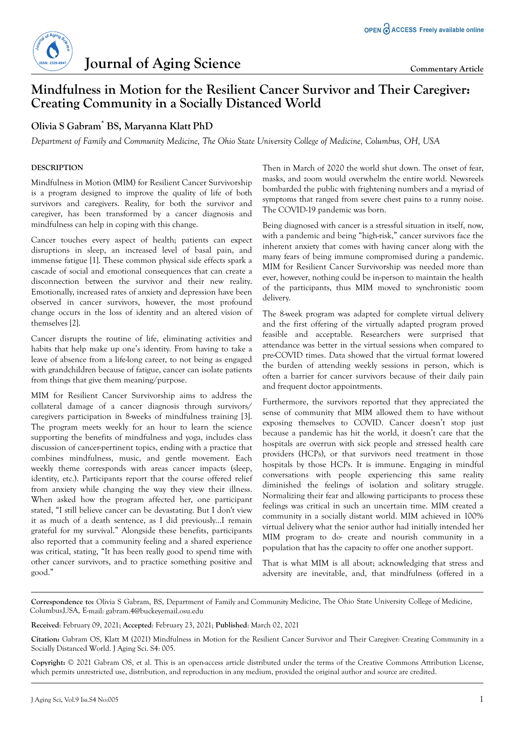# Mindfulness in Motion for the Resilient Cancer Survivor and Their Caregiver: Creating Community in a Socially Distanced World

**Olivia S Gabram[*] BS, Maryanna Klatt PhD**

*Department of Family and Community Medicine, The Ohio State University College of Medicine, Columbus, OH, USA*

## DESCRIPTION

Mindfulness in Motion (MIM) for Resilient Cancer Survivorship is a program designed to improve the quality of life of both survivors and caregivers. Reality, for both the survivor and caregiver, has been transformed by a cancer diagnosis and mindfulness can help in coping with this change.

Cancer touches every aspect of health; patients can expect disruptions in sleep, an increased level of basal pain, and immense fatigue [1]. These common physical side effects spark a cascade of social and emotional consequences that can create a disconnection between the survivor and their new reality. Emotionally, increased rates of anxiety and depression have been observed in cancer survivors, however, the most profound change occurs in the loss of identity and an altered vision of themselves [2].

Cancer disrupts the routine of life, eliminating activities and habits that help make up one's identity. From having to take a leave of absence from a life-long career, to not being as engaged with grandchildren because of fatigue, cancer can isolate patients from things that give them meaning/purpose.

MIM for Resilient Cancer Survivorship aims to address the collateral damage of a cancer diagnosis through survivors/caregivers participation in 8-weeks of mindfulness training [3]. The program meets weekly for an hour to learn the science supporting the benefits of mindfulness and yoga, includes class discussion of cancer-pertinent topics, ending with a practice that combines mindfulness, music, and gentle movement. Each weekly theme corresponds with areas cancer impacts (sleep, identity, etc.). Participants report that the course offered relief from anxiety while changing the way they view their illness. When asked how the program affected her, one participant stated, "I still believe cancer can be devastating. But I don't view it as much of a death sentence, as I did previously...I remain grateful for my survival." Alongside these benefits, participants also reported that a community feeling and a shared experience was critical, stating, "It has been really good to spend time with other cancer survivors, and to practice something positive and good."

Then in March of 2020 the world shut down. The onset of fear, masks, and zoom would overwhelm the entire world. Newsreels bombarded the public with frightening numbers and a myriad of symptoms that ranged from severe chest pains to a runny noise. The COVID-19 pandemic was born.

Being diagnosed with cancer is a stressful situation in itself, now, with a pandemic and being "high-risk," cancer survivors face the inherent anxiety that comes with having cancer along with the many fears of being immune compromised during a pandemic. MIM for Resilient Cancer Survivorship was needed more than ever, however, nothing could be in-person to maintain the health of the participants, thus MIM moved to synchronistic zoom delivery.

The 8-week program was adapted for complete virtual delivery and the first offering of the virtually adapted program proved feasible and acceptable. Researchers were surprised that attendance was better in the virtual sessions when compared to pre-COVID times. Data showed that the virtual format lowered the burden of attending weekly sessions in person, which is often a barrier for cancer survivors because of their daily pain and frequent doctor appointments.

Furthermore, the survivors reported that they appreciated the sense of community that MIM allowed them to have without exposing themselves to COVID. Cancer doesn't stop just because a pandemic has hit the world, it doesn't care that the hospitals are overrun with sick people and stressed health care providers (HCPs), or that survivors need treatment in those hospitals by those HCPs. It is immune. Engaging in mindful conversations with people experiencing this same reality diminished the feelings of isolation and solitary struggle. Normalizing their fear and allowing participants to process these feelings was critical in such an uncertain time. MIM created a community in a socially distant world. MIM achieved in 100% virtual delivery what the senior author had initially intended her MIM program to do- create and nourish community in a population that has the capacity to offer one another support.

That is what MIM is all about; acknowledging that stress and adversity are inevitable, and, that mindfulness (offered in a

---

**Correspondence to:** Olivia S Gabram, BS, Department of Family and Community Medicine, The Ohio State University College of Medicine, Columbus,USA, E-mail: gabram.4@buckeyemail.osu.edu

**Received**: February 09, 2021; **Accepted**: February 23, 2021; **Published**: March 02, 2021

**Citation:** Gabram OS, Klatt M (2021) Mindfulness in Motion for the Resilient Cancer Survivor and Their Caregiver: Creating Community in a Socially Distanced World. J Aging Sci. S4: 005.

**Copyright:** © 2021 Gabram OS, et al. This is an open-access article distributed under the terms of the Creative Commons Attribution License, which permits unrestricted use, distribution, and reproduction in any medium, provided the original author and source are credited.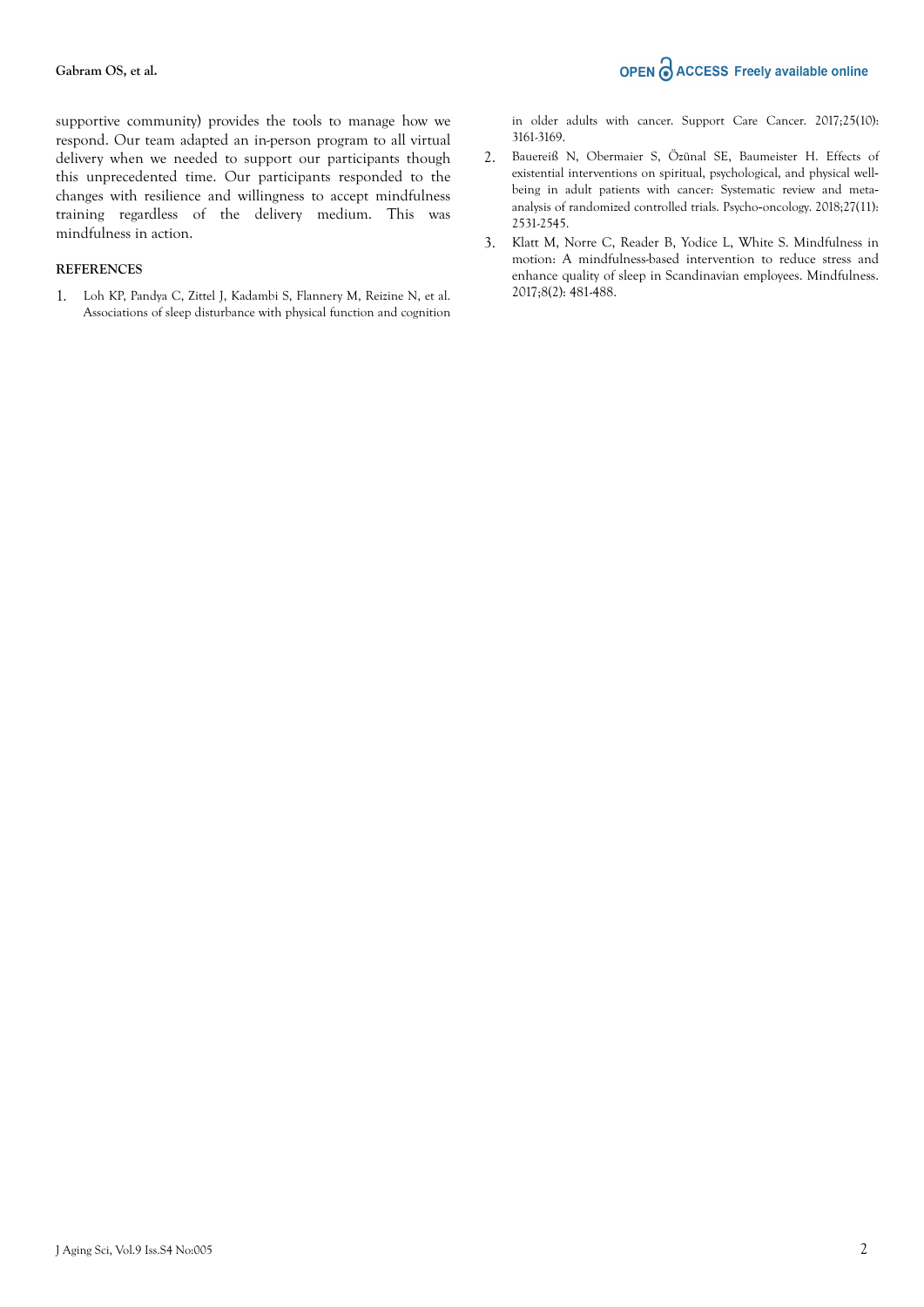supportive community) provides the tools to manage how we respond. Our team adapted an in-person program to all virtual delivery when we needed to support our participants though this unprecedented time. Our participants responded to the changes with resilience and willingness to accept mindfulness training regardless of the delivery medium. This was mindfulness in action.

## REFERENCES

1. Loh KP, Pandya C, Zittel J, Kadambi S, Flannery M, Reizine N, et al. Associations of sleep disturbance with physical function and cognition in older adults with cancer. Support Care Cancer. 2017;25(10): 3161-3169.
2. Bauereiß N, Obermaier S, Özünal SE, Baumeister H. Effects of existential interventions on spiritual, psychological, and physical well-being in adult patients with cancer: Systematic review and meta-analysis of randomized controlled trials. Psycho-oncology. 2018;27(11): 2531-2545.
3. Klatt M, Norre C, Reader B, Yodice L, White S. Mindfulness in motion: A mindfulness-based intervention to reduce stress and enhance quality of sleep in Scandinavian employees. Mindfulness. 2017;8(2): 481-488.